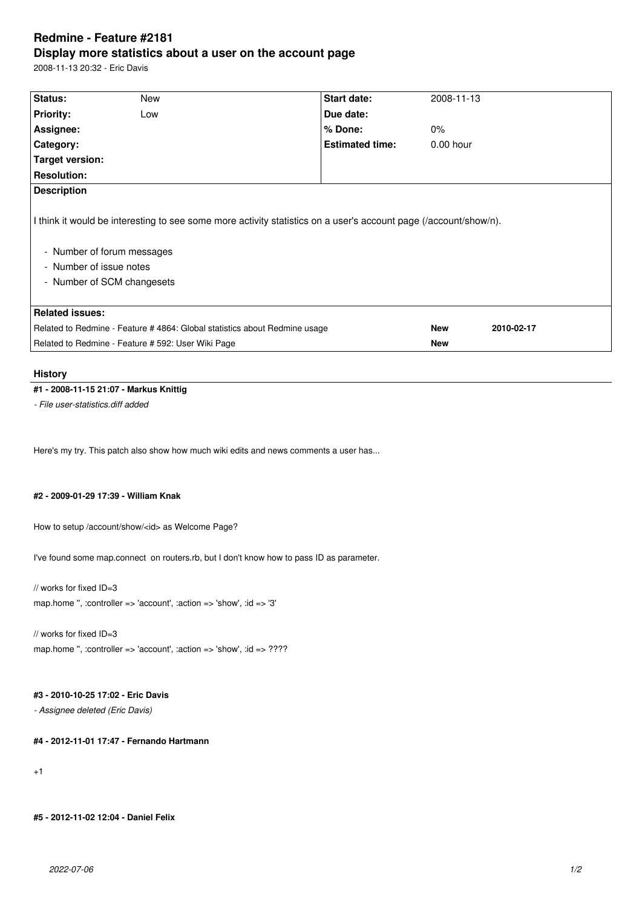# Redmine - Feature #2181

## Display more statistics about a user on the account page

2008-11-13 20:32 - Eric Davis

| Status: | New | Start date: | 2008-11-13 |
|---|---|---|---|
| Priority: | Low | Due date: | |
| Assignee: | | % Done: | 0% |
| Category: | | Estimated time: | 0.00 hour |
| Target version: | | | |
| Resolution: | | | |

**Description**

I think it would be interesting to see some more activity statistics on a user's account page (/account/show/n).

- Number of forum messages
- Number of issue notes
- Number of SCM changesets

**Related issues:**

| | | |
|---|---|---|
| Related to Redmine - Feature # 4864: Global statistics about Redmine usage | **New** | **2010-02-17** |
| Related to Redmine - Feature # 592: User Wiki Page | **New** | |

## History

### #1 - 2008-11-15 21:07 - Markus Knittig

*- File user-statistics.diff added*

Here's my try. This patch also show how much wiki edits and news comments a user has...

### #2 - 2009-01-29 17:39 - William Knak

How to setup /account/show/<id> as Welcome Page?

I've found some map.connect on routers.rb, but I don't know how to pass ID as parameter.

// works for fixed ID=3
map.home '', :controller => 'account', :action => 'show', :id => '3'

// works for fixed ID=3
map.home '', :controller => 'account', :action => 'show', :id => ????

### #3 - 2010-10-25 17:02 - Eric Davis

*- Assignee deleted (Eric Davis)*

### #4 - 2012-11-01 17:47 - Fernando Hartmann

+1

### #5 - 2012-11-02 12:04 - Daniel Felix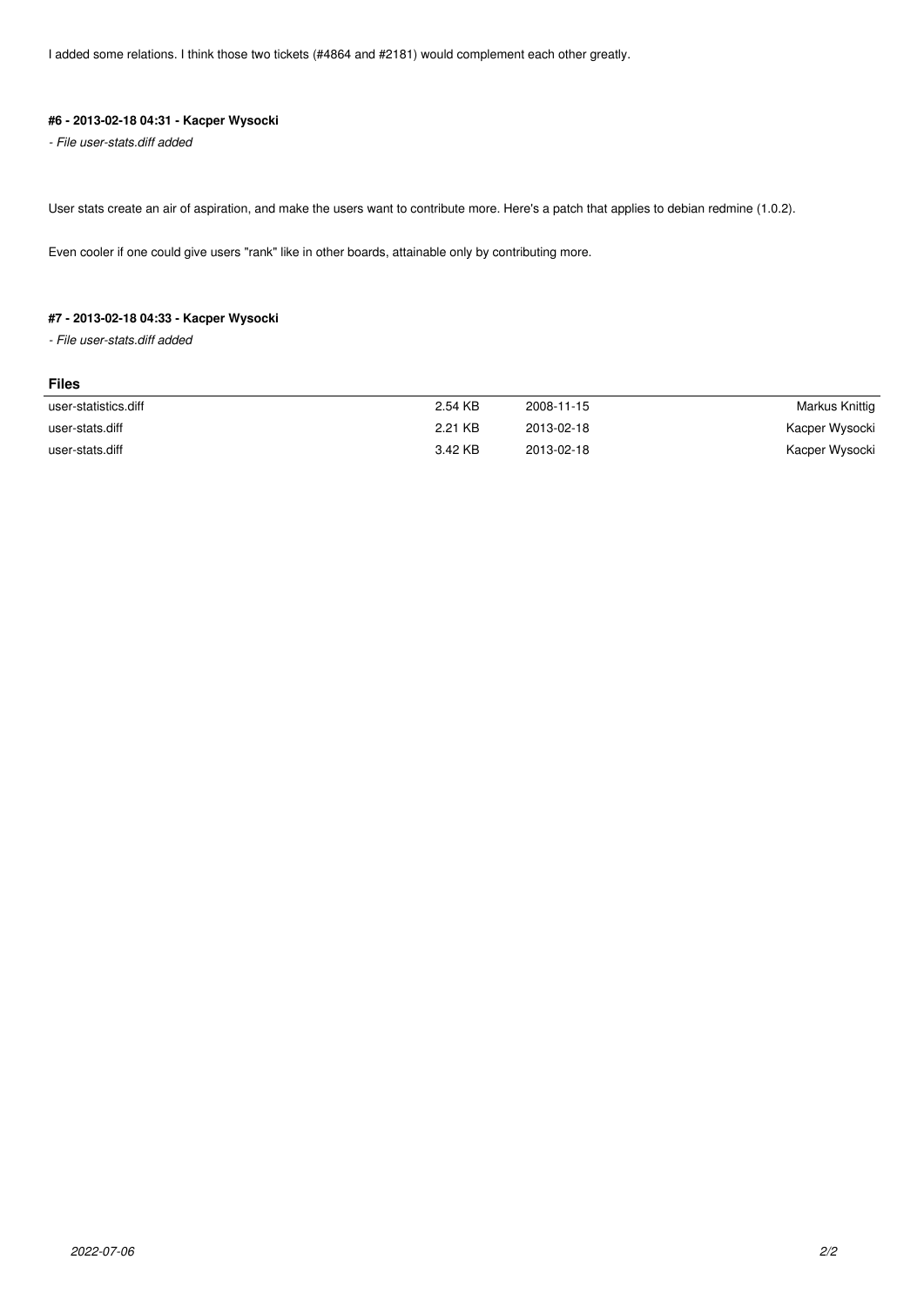I added some relations. I think those two tickets (#4864 and #2181) would complement each other greatly.

#### #6 - 2013-02-18 04:31 - Kacper Wysocki

*- File user-stats.diff added*

User stats create an air of aspiration, and make the users want to contribute more. Here's a patch that applies to debian redmine (1.0.2).

Even cooler if one could give users "rank" like in other boards, attainable only by contributing more.

#### #7 - 2013-02-18 04:33 - Kacper Wysocki

*- File user-stats.diff added*

### Files

| | | | |
|---|---|---|---|
| user-statistics.diff | 2.54 KB | 2008-11-15 | Markus Knittig |
| user-stats.diff | 2.21 KB | 2013-02-18 | Kacper Wysocki |
| user-stats.diff | 3.42 KB | 2013-02-18 | Kacper Wysocki |